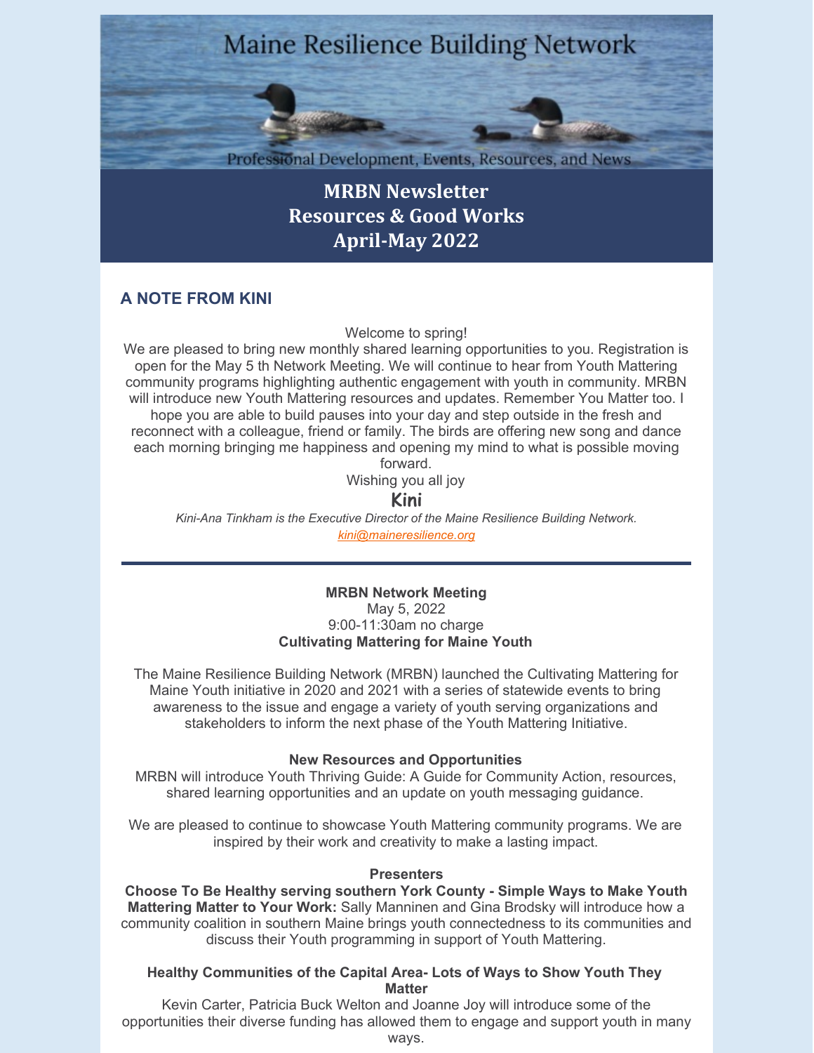# Maine Resilience Building Network

Professional Development, Events, Resources, and News

## MRBN Newsletter
## Resources & Good Works
## April-May 2022

### A NOTE FROM KINI

Welcome to spring!

We are pleased to bring new monthly shared learning opportunities to you. Registration is open for the May 5 th Network Meeting. We will continue to hear from Youth Mattering community programs highlighting authentic engagement with youth in community. MRBN will introduce new Youth Mattering resources and updates. Remember You Matter too. I hope you are able to build pauses into your day and step outside in the fresh and reconnect with a colleague, friend or family. The birds are offering new song and dance each morning bringing me happiness and opening my mind to what is possible moving forward.

Wishing you all joy

**Kini**

*Kini-Ana Tinkham is the Executive Director of the Maine Resilience Building Network.*

*kini@maineresilience.org*

---

**MRBN Network Meeting**

May 5, 2022

9:00-11:30am no charge

**Cultivating Mattering for Maine Youth**

The Maine Resilience Building Network (MRBN) launched the Cultivating Mattering for Maine Youth initiative in 2020 and 2021 with a series of statewide events to bring awareness to the issue and engage a variety of youth serving organizations and stakeholders to inform the next phase of the Youth Mattering Initiative.

**New Resources and Opportunities**

MRBN will introduce Youth Thriving Guide: A Guide for Community Action, resources, shared learning opportunities and an update on youth messaging guidance.

We are pleased to continue to showcase Youth Mattering community programs. We are inspired by their work and creativity to make a lasting impact.

**Presenters**

**Choose To Be Healthy serving southern York County - Simple Ways to Make Youth Mattering Matter to Your Work:** Sally Manninen and Gina Brodsky will introduce how a community coalition in southern Maine brings youth connectedness to its communities and discuss their Youth programming in support of Youth Mattering.

**Healthy Communities of the Capital Area- Lots of Ways to Show Youth They Matter**

Kevin Carter, Patricia Buck Welton and Joanne Joy will introduce some of the opportunities their diverse funding has allowed them to engage and support youth in many ways.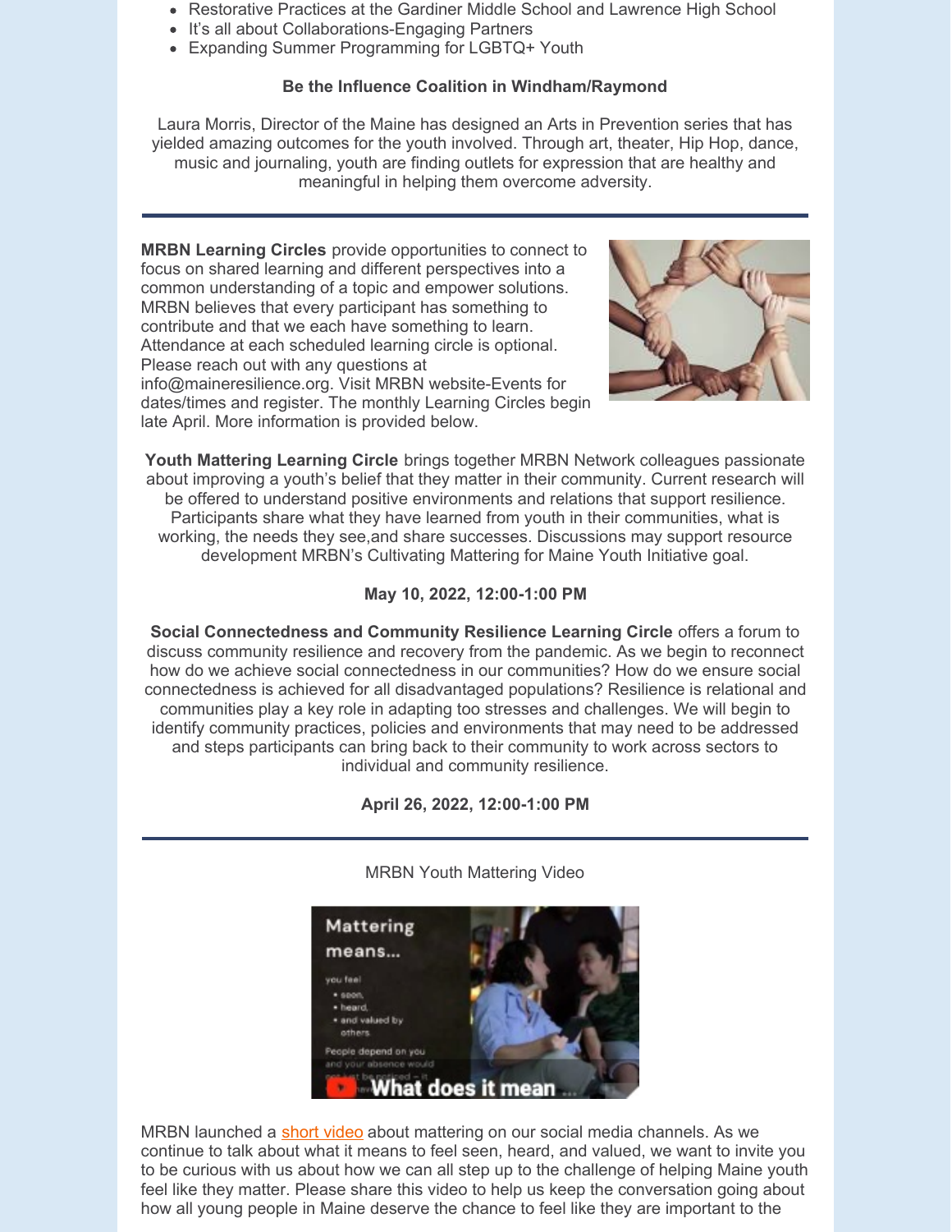- Restorative Practices at the Gardiner Middle School and Lawrence High School
- It's all about Collaborations-Engaging Partners
- Expanding Summer Programming for LGBTQ+ Youth

**Be the Influence Coalition in Windham/Raymond**

Laura Morris, Director of the Maine has designed an Arts in Prevention series that has yielded amazing outcomes for the youth involved. Through art, theater, Hip Hop, dance, music and journaling, youth are finding outlets for expression that are healthy and meaningful in helping them overcome adversity.

---

**MRBN Learning Circles** provide opportunities to connect to focus on shared learning and different perspectives into a common understanding of a topic and empower solutions. MRBN believes that every participant has something to contribute and that we each have something to learn. Attendance at each scheduled learning circle is optional. Please reach out with any questions at info@maineresilience.org. Visit MRBN website-Events for dates/times and register. The monthly Learning Circles begin late April. More information is provided below.

**Youth Mattering Learning Circle** brings together MRBN Network colleagues passionate about improving a youth's belief that they matter in their community. Current research will be offered to understand positive environments and relations that support resilience. Participants share what they have learned from youth in their communities, what is working, the needs they see,and share successes. Discussions may support resource development MRBN's Cultivating Mattering for Maine Youth Initiative goal.

**May 10, 2022, 12:00-1:00 PM**

**Social Connectedness and Community Resilience Learning Circle** offers a forum to discuss community resilience and recovery from the pandemic. As we begin to reconnect how do we achieve social connectedness in our communities? How do we ensure social connectedness is achieved for all disadvantaged populations? Resilience is relational and communities play a key role in adapting too stresses and challenges. We will begin to identify community practices, policies and environments that may need to be addressed and steps participants can bring back to their community to work across sectors to individual and community resilience.

**April 26, 2022, 12:00-1:00 PM**

---

MRBN Youth Mattering Video

MRBN launched a short video about mattering on our social media channels. As we continue to talk about what it means to feel seen, heard, and valued, we want to invite you to be curious with us about how we can all step up to the challenge of helping Maine youth feel like they matter. Please share this video to help us keep the conversation going about how all young people in Maine deserve the chance to feel like they are important to the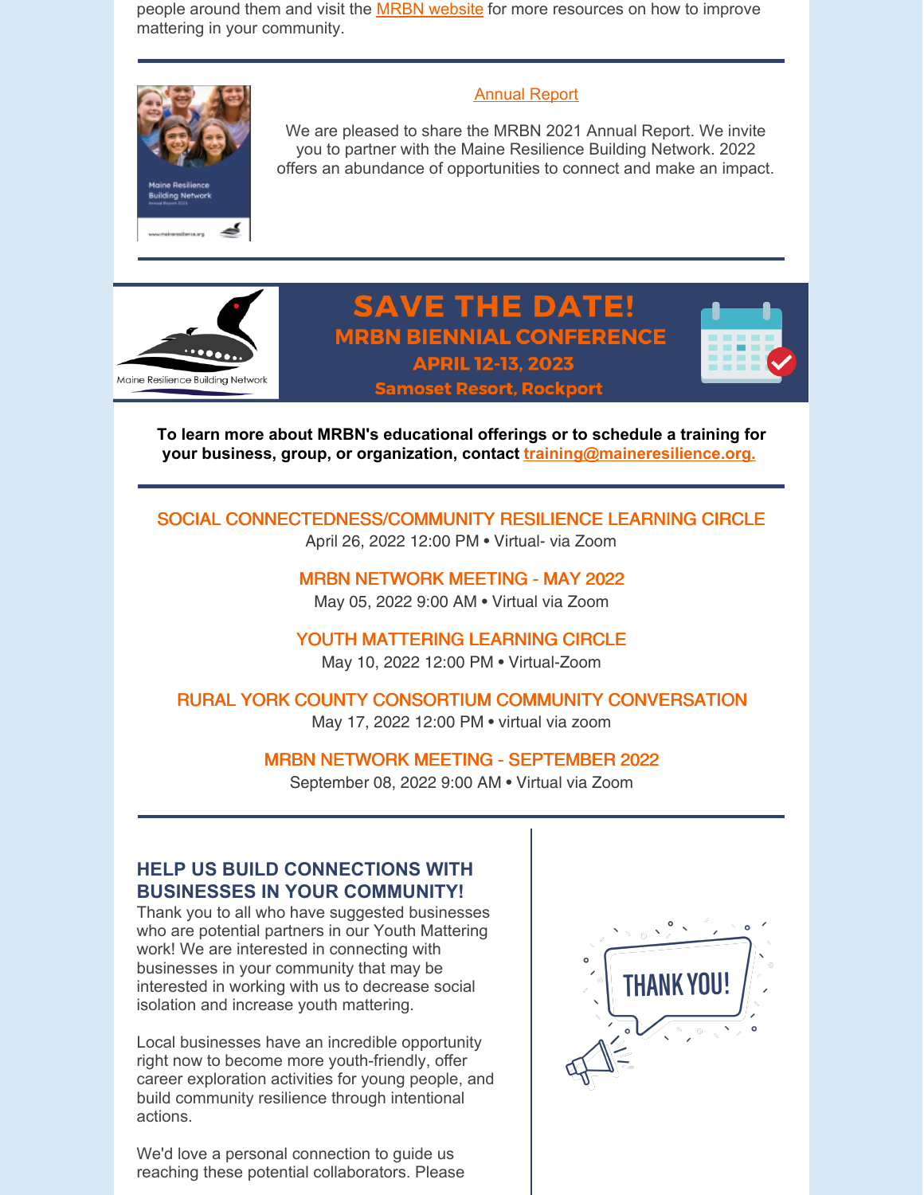people around them and visit the MRBN website for more resources on how to improve mattering in your community.

---

Annual Report

We are pleased to share the MRBN 2021 Annual Report. We invite you to partner with the Maine Resilience Building Network. 2022 offers an abundance of opportunities to connect and make an impact.

---

# SAVE THE DATE!

## MRBN BIENNIAL CONFERENCE

### APRIL 12-13, 2023

### Samoset Resort, Rockport

**To learn more about MRBN's educational offerings or to schedule a training for your business, group, or organization, contact training@maineresilience.org.**

---

SOCIAL CONNECTEDNESS/COMMUNITY RESILIENCE LEARNING CIRCLE
April 26, 2022 12:00 PM • Virtual- via Zoom

MRBN NETWORK MEETING - MAY 2022
May 05, 2022 9:00 AM • Virtual via Zoom

YOUTH MATTERING LEARNING CIRCLE
May 10, 2022 12:00 PM • Virtual-Zoom

RURAL YORK COUNTY CONSORTIUM COMMUNITY CONVERSATION
May 17, 2022 12:00 PM • virtual via zoom

MRBN NETWORK MEETING - SEPTEMBER 2022
September 08, 2022 9:00 AM • Virtual via Zoom

---

## HELP US BUILD CONNECTIONS WITH BUSINESSES IN YOUR COMMUNITY!

Thank you to all who have suggested businesses who are potential partners in our Youth Mattering work! We are interested in connecting with businesses in your community that may be interested in working with us to decrease social isolation and increase youth mattering.

Local businesses have an incredible opportunity right now to become more youth-friendly, offer career exploration activities for young people, and build community resilience through intentional actions.

We'd love a personal connection to guide us reaching these potential collaborators. Please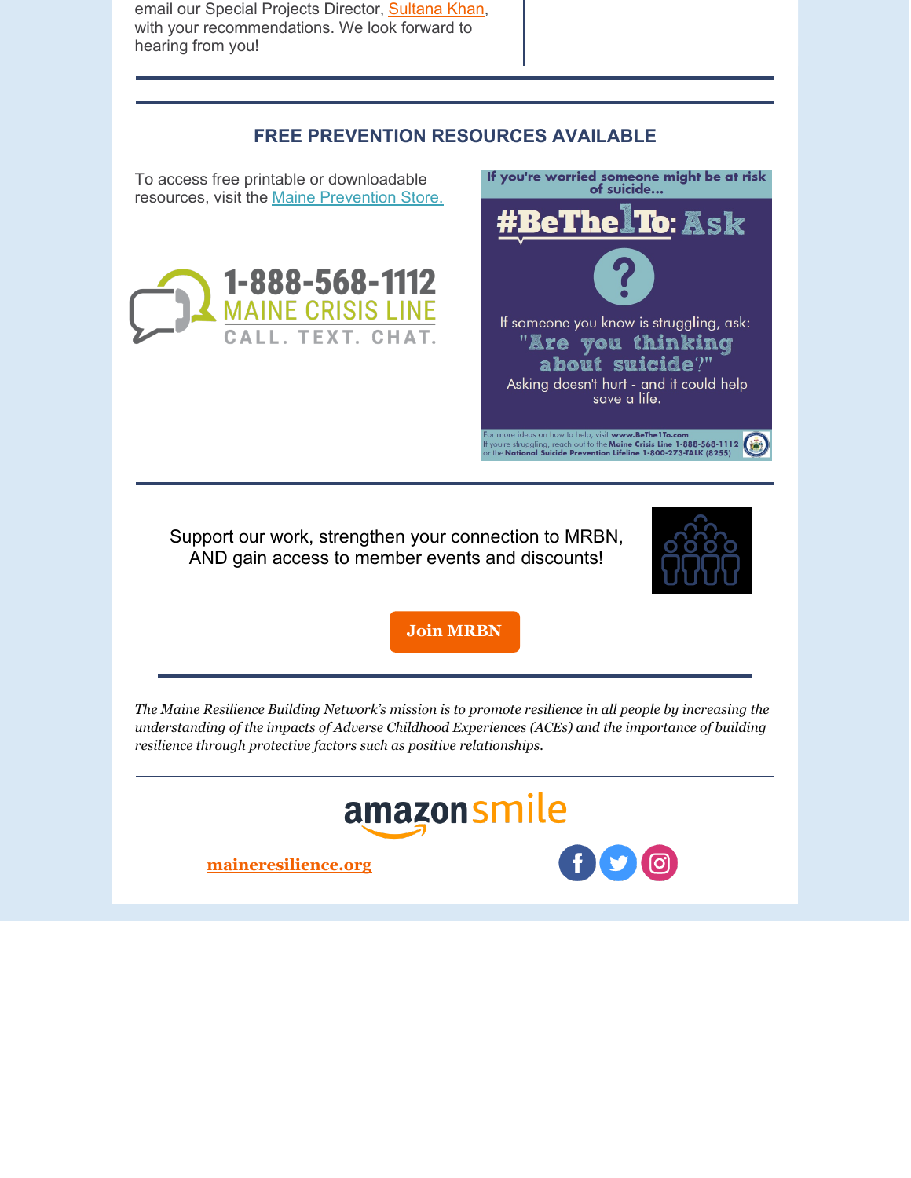email our Special Projects Director, Sultana Khan, with your recommendations. We look forward to hearing from you!

## FREE PREVENTION RESOURCES AVAILABLE

To access free printable or downloadable resources, visit the Maine Prevention Store.

1-888-568-1112
MAINE CRISIS LINE
CALL. TEXT. CHAT.

If you're worried someone might be at risk of suicide...

#BeThe1To: Ask

If someone you know is struggling, ask:
"Are you thinking about suicide?"
Asking doesn't hurt - and it could help save a life.

For more ideas on how to help, visit www.BeThe1To.com
If you're struggling, reach out to the Maine Crisis Line 1-888-568-1112 or the National Suicide Prevention Lifeline 1-800-273-TALK (8255)

Support our work, strengthen your connection to MRBN, AND gain access to member events and discounts!

**Join MRBN**

*The Maine Resilience Building Network's mission is to promote resilience in all people by increasing the understanding of the impacts of Adverse Childhood Experiences (ACEs) and the importance of building resilience through protective factors such as positive relationships.*

amazonsmile

**maineresilience.org**